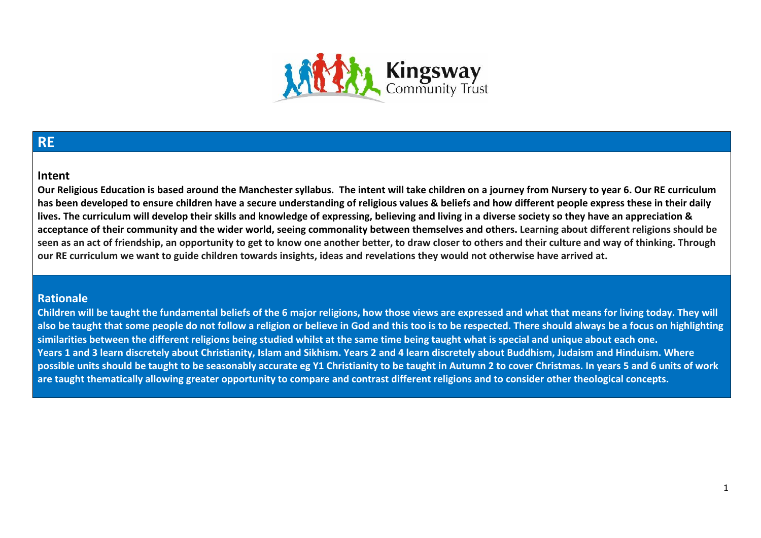# RE

## Intent

**Our Religious Education is based around the Manchester syllabus. The intent will take children on a journey from Nursery to year 6. Our RE curriculum has been developed to ensure children have a secure understanding of religious values & beliefs and how different people express these in their daily lives. The curriculum will develop their skills and knowledge of expressing, believing and living in a diverse society so they have an appreciation & acceptance of their community and the wider world, seeing commonality between themselves and others. Learning about different religions should be seen as an act of friendship, an opportunity to get to know one another better, to draw closer to others and their culture and way of thinking. Through our RE curriculum we want to guide children towards insights, ideas and revelations they would not otherwise have arrived at.**

## Rationale

**Children will be taught the fundamental beliefs of the 6 major religions, how those views are expressed and what that means for living today. They will also be taught that some people do not follow a religion or believe in God and this too is to be respected. There should always be a focus on highlighting similarities between the different religions being studied whilst at the same time being taught what is special and unique about each one.**
**Years 1 and 3 learn discretely about Christianity, Islam and Sikhism. Years 2 and 4 learn discretely about Buddhism, Judaism and Hinduism. Where possible units should be taught to be seasonably accurate eg Y1 Christianity to be taught in Autumn 2 to cover Christmas. In years 5 and 6 units of work are taught thematically allowing greater opportunity to compare and contrast different religions and to consider other theological concepts.**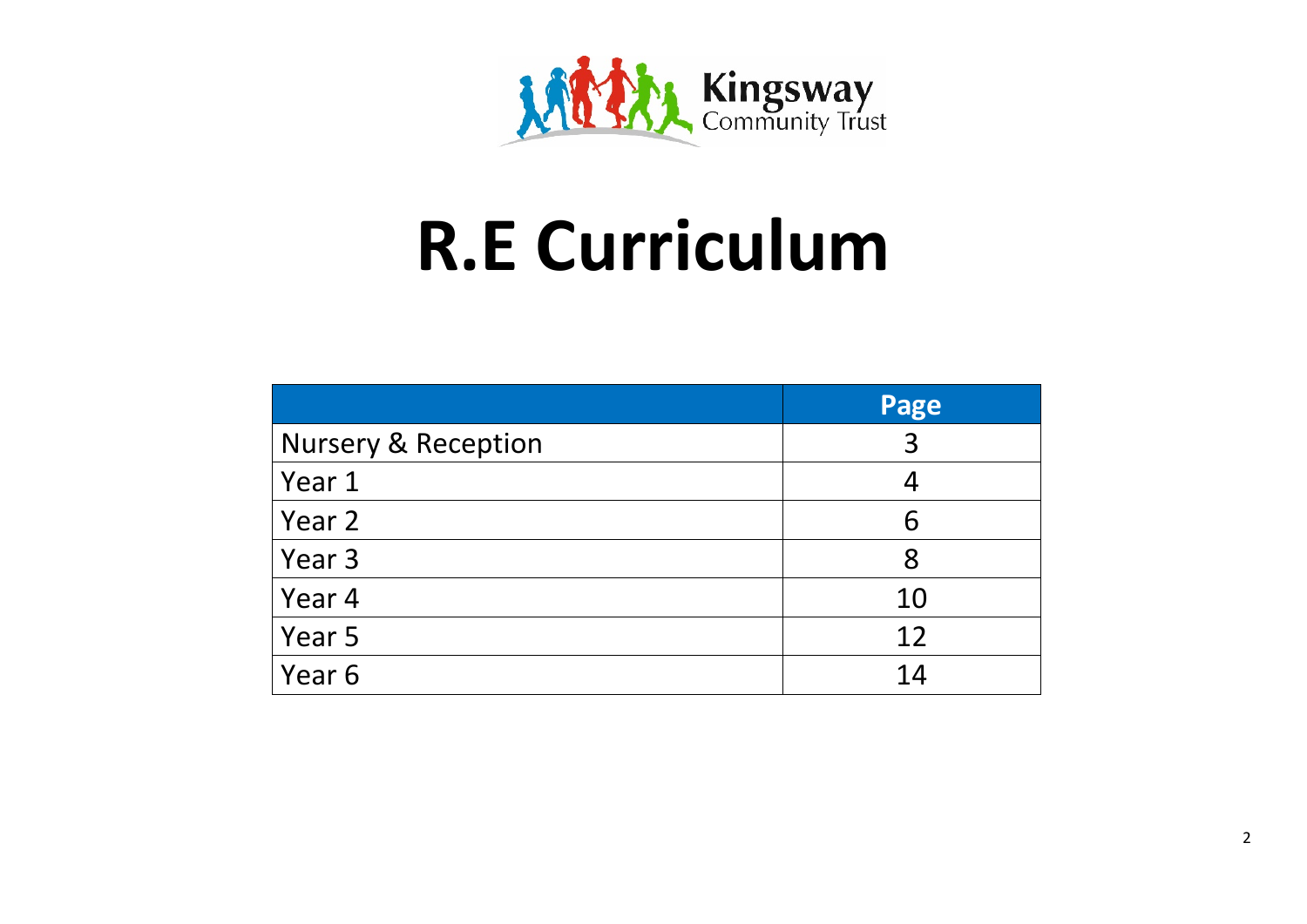Kingsway Community Trust

# R.E Curriculum

| | Page |
|---|---|
| Nursery & Reception | 3 |
| Year 1 | 4 |
| Year 2 | 6 |
| Year 3 | 8 |
| Year 4 | 10 |
| Year 5 | 12 |
| Year 6 | 14 |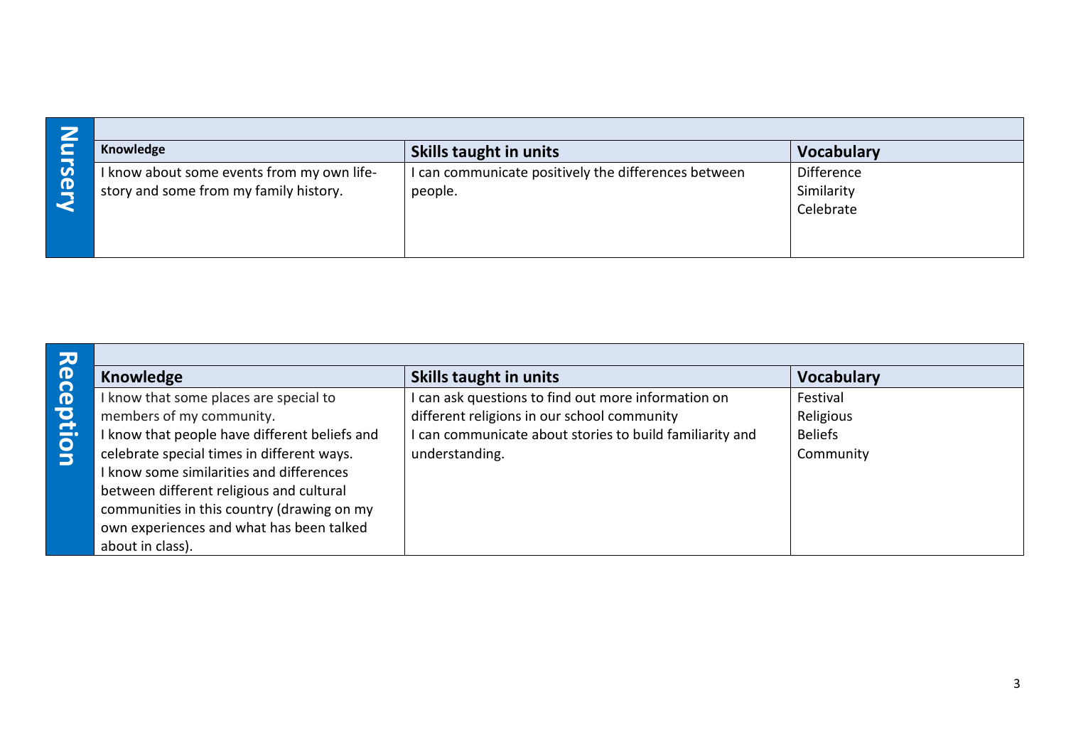## Nursery

| Knowledge | Skills taught in units | Vocabulary |
| --- | --- | --- |
| I know about some events from my own life-story and some from my family history. | I can communicate positively the differences between people. | Difference<br>Similarity<br>Celebrate |

## Reception

| Knowledge | Skills taught in units | Vocabulary |
| --- | --- | --- |
| I know that some places are special to members of my community.<br>I know that people have different beliefs and celebrate special times in different ways.<br>I know some similarities and differences between different religious and cultural communities in this country (drawing on my own experiences and what has been talked about in class). | I can ask questions to find out more information on different religions in our school community<br>I can communicate about stories to build familiarity and understanding. | Festival<br>Religious<br>Beliefs<br>Community |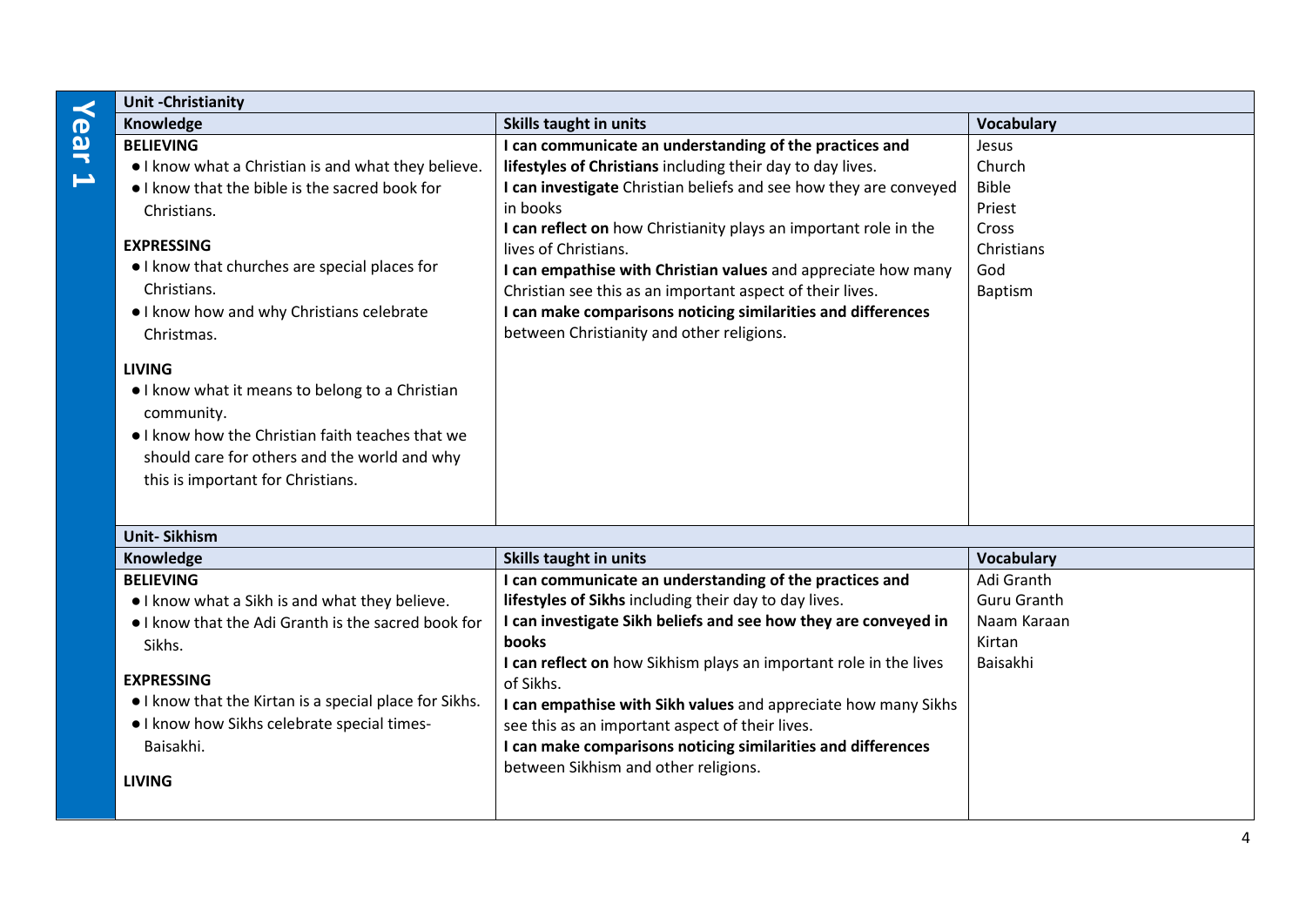## Year 1

| Unit -Christianity | | |
|---|---|---|
| **Knowledge** | **Skills taught in units** | **Vocabulary** |
| **BELIEVING**<br>● I know what a Christian is and what they believe.<br>● I know that the bible is the sacred book for Christians.<br><br>**EXPRESSING**<br>● I know that churches are special places for Christians.<br>● I know how and why Christians celebrate Christmas.<br><br>**LIVING**<br>● I know what it means to belong to a Christian community.<br>● I know how the Christian faith teaches that we should care for others and the world and why this is important for Christians. | **I can communicate an understanding of the practices and lifestyles of Christians** including their day to day lives.<br>**I can investigate** Christian beliefs and see how they are conveyed in books<br>**I can reflect on** how Christianity plays an important role in the lives of Christians.<br>**I can empathise with Christian values** and appreciate how many Christian see this as an important aspect of their lives.<br>**I can make comparisons noticing similarities and differences** between Christianity and other religions. | Jesus<br>Church<br>Bible<br>Priest<br>Cross<br>Christians<br>God<br>Baptism |

| Unit- Sikhism | | |
|---|---|---|
| **Knowledge** | **Skills taught in units** | **Vocabulary** |
| **BELIEVING**<br>● I know what a Sikh is and what they believe.<br>● I know that the Adi Granth is the sacred book for Sikhs.<br><br>**EXPRESSING**<br>● I know that the Kirtan is a special place for Sikhs.<br>● I know how Sikhs celebrate special times- Baisakhi.<br><br>**LIVING** | **I can communicate an understanding of the practices and lifestyles of Sikhs** including their day to day lives.<br>**I can investigate Sikh beliefs and see how they are conveyed in books**<br>**I can reflect on** how Sikhism plays an important role in the lives of Sikhs.<br>**I can empathise with Sikh values** and appreciate how many Sikhs see this as an important aspect of their lives.<br>**I can make comparisons noticing similarities and differences** between Sikhism and other religions. | Adi Granth<br>Guru Granth<br>Naam Karaan<br>Kirtan<br>Baisakhi |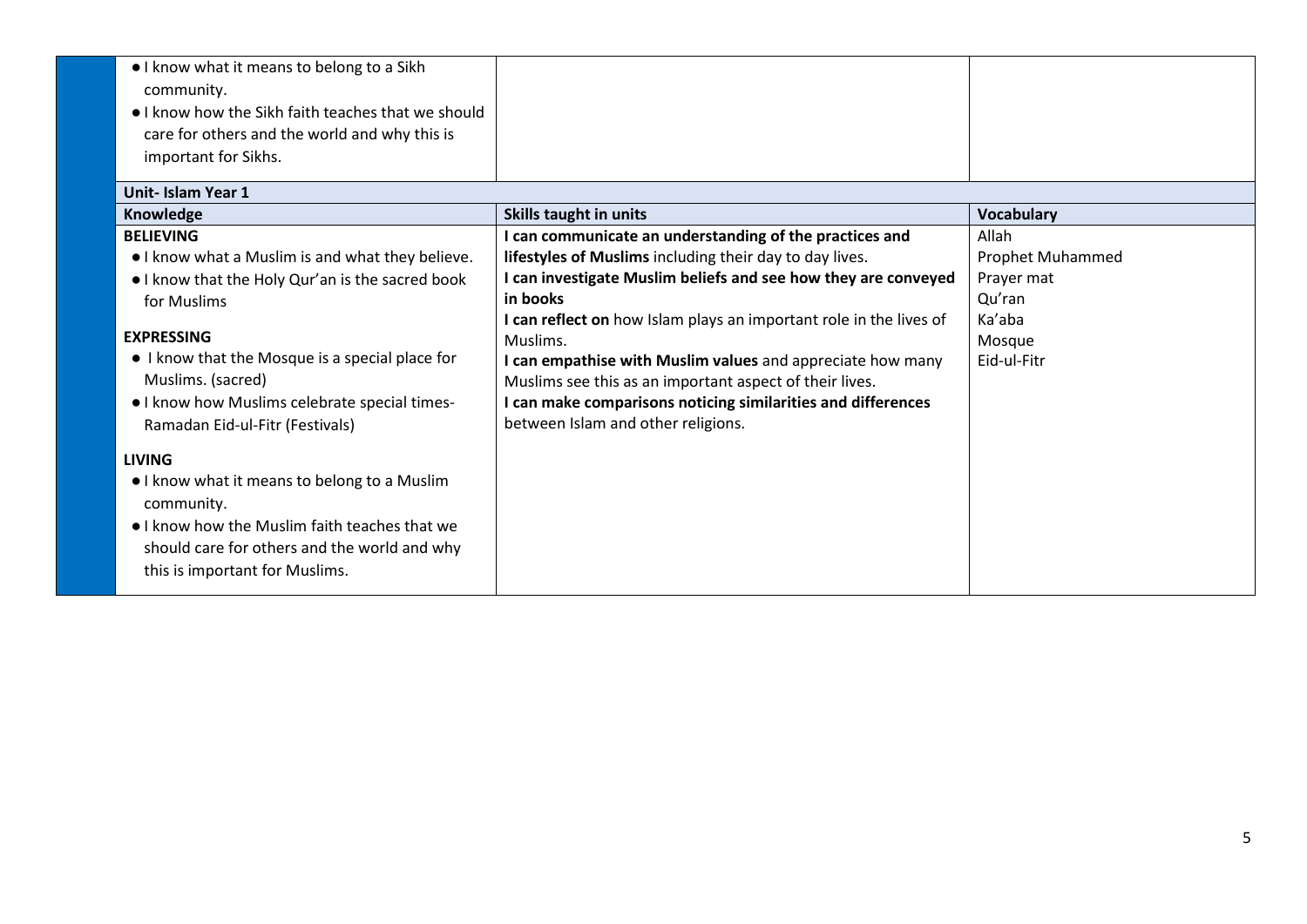| | | |
|---|---|---|
| • I know what it means to belong to a Sikh community.<br>• I know how the Sikh faith teaches that we should care for others and the world and why this is important for Sikhs. | | |

**Unit- Islam Year 1**

| Knowledge | Skills taught in units | Vocabulary |
|---|---|---|
| **BELIEVING**<br>• I know what a Muslim is and what they believe.<br>• I know that the Holy Qur'an is the sacred book for Muslims<br><br>**EXPRESSING**<br>• I know that the Mosque is a special place for Muslims. (sacred)<br>• I know how Muslims celebrate special times- Ramadan Eid-ul-Fitr (Festivals)<br><br>**LIVING**<br>• I know what it means to belong to a Muslim community.<br>• I know how the Muslim faith teaches that we should care for others and the world and why this is important for Muslims. | **I can communicate an understanding of the practices and lifestyles of Muslims** including their day to day lives.<br>**I can investigate Muslim beliefs and see how they are conveyed in books**<br>**I can reflect on** how Islam plays an important role in the lives of Muslims.<br>**I can empathise with Muslim values** and appreciate how many Muslims see this as an important aspect of their lives.<br>**I can make comparisons noticing similarities and differences** between Islam and other religions. | Allah<br>Prophet Muhammed<br>Prayer mat<br>Qu'ran<br>Ka'aba<br>Mosque<br>Eid-ul-Fitr |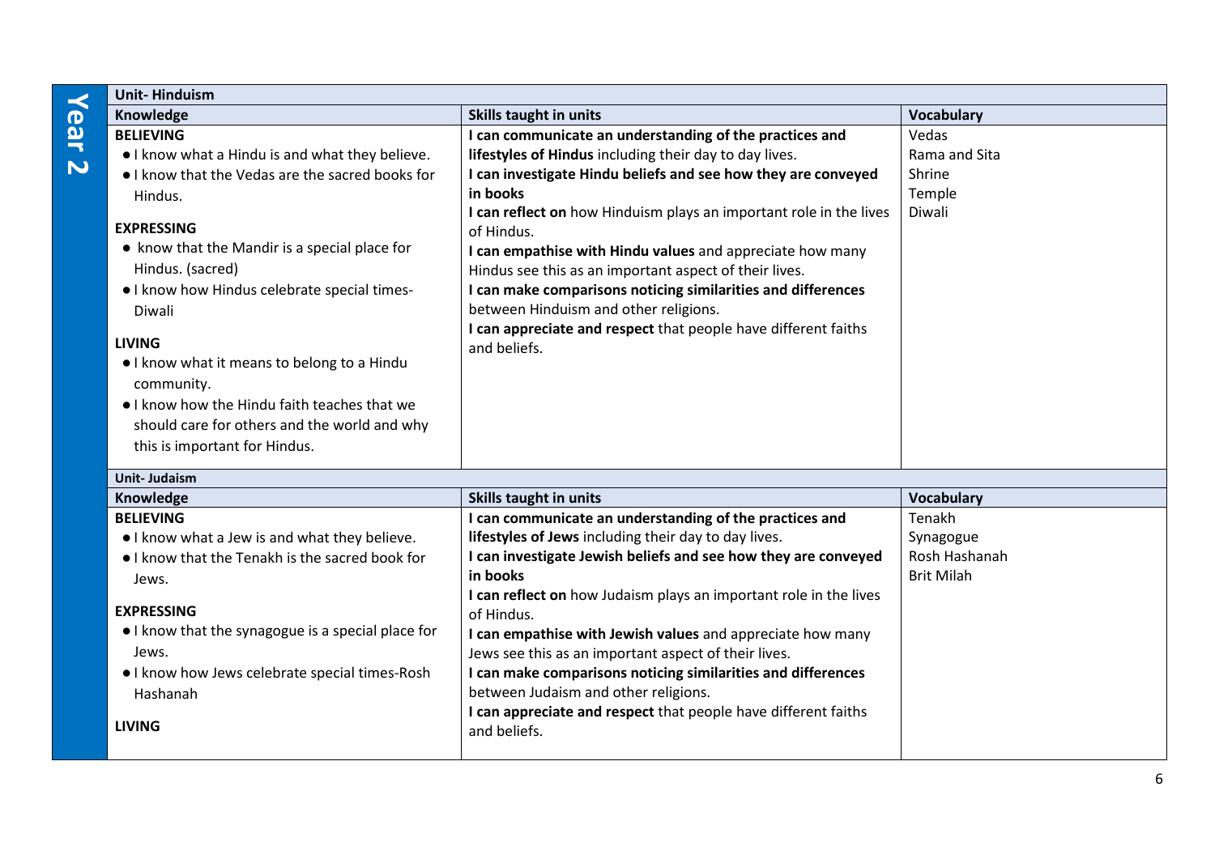## Year 2

| Unit- Hinduism | | |
|---|---|---|
| **Knowledge** | **Skills taught in units** | **Vocabulary** |
| **BELIEVING**<br>● I know what a Hindu is and what they believe.<br>● I know that the Vedas are the sacred books for Hindus.<br><br>**EXPRESSING**<br>● know that the Mandir is a special place for Hindus. (sacred)<br>● I know how Hindus celebrate special times- Diwali<br><br>**LIVING**<br>● I know what it means to belong to a Hindu community.<br>● I know how the Hindu faith teaches that we should care for others and the world and why this is important for Hindus. | **I can communicate an understanding of the practices and lifestyles of Hindus** including their day to day lives.<br>**I can investigate Hindu beliefs and see how they are conveyed in books**<br>**I can reflect on** how Hinduism plays an important role in the lives of Hindus.<br>**I can empathise with Hindu values** and appreciate how many Hindus see this as an important aspect of their lives.<br>**I can make comparisons noticing similarities and differences** between Hinduism and other religions.<br>**I can appreciate and respect** that people have different faiths and beliefs. | Vedas<br>Rama and Sita<br>Shrine<br>Temple<br>Diwali |

| Unit- Judaism | | |
|---|---|---|
| **Knowledge** | **Skills taught in units** | **Vocabulary** |
| **BELIEVING**<br>● I know what a Jew is and what they believe.<br>● I know that the Tenakh is the sacred book for Jews.<br><br>**EXPRESSING**<br>● I know that the synagogue is a special place for Jews.<br>● I know how Jews celebrate special times-Rosh Hashanah<br><br>**LIVING** | **I can communicate an understanding of the practices and lifestyles of Jews** including their day to day lives.<br>**I can investigate Jewish beliefs and see how they are conveyed in books**<br>**I can reflect on** how Judaism plays an important role in the lives of Hindus.<br>**I can empathise with Jewish values** and appreciate how many Jews see this as an important aspect of their lives.<br>**I can make comparisons noticing similarities and differences** between Judaism and other religions.<br>**I can appreciate and respect** that people have different faiths and beliefs. | Tenakh<br>Synagogue<br>Rosh Hashanah<br>Brit Milah |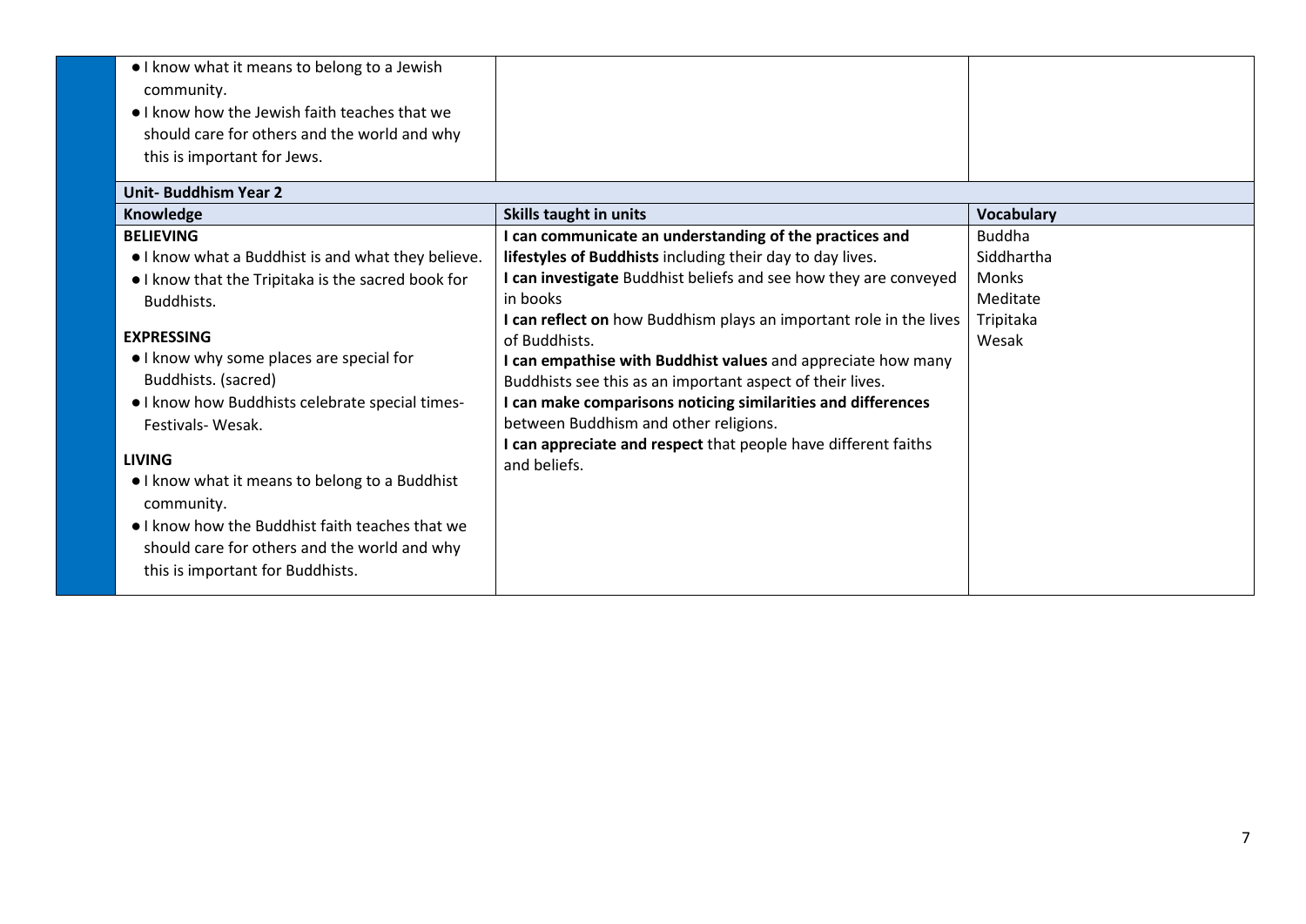| | | |
|---|---|---|
| • I know what it means to belong to a Jewish community.<br>• I know how the Jewish faith teaches that we should care for others and the world and why this is important for Jews. | | |

| **Unit- Buddhism Year 2** | | |
|---|---|---|
| **Knowledge** | **Skills taught in units** | **Vocabulary** |
| **BELIEVING**<br>• I know what a Buddhist is and what they believe.<br>• I know that the Tripitaka is the sacred book for Buddhists.<br><br>**EXPRESSING**<br>• I know why some places are special for Buddhists. (sacred)<br>• I know how Buddhists celebrate special times- Festivals- Wesak.<br><br>**LIVING**<br>• I know what it means to belong to a Buddhist community.<br>• I know how the Buddhist faith teaches that we should care for others and the world and why this is important for Buddhists. | **I can communicate an understanding of the practices and lifestyles of Buddhists** including their day to day lives.<br>**I can investigate** Buddhist beliefs and see how they are conveyed in books<br>**I can reflect on** how Buddhism plays an important role in the lives of Buddhists.<br>**I can empathise with Buddhist values** and appreciate how many Buddhists see this as an important aspect of their lives.<br>**I can make comparisons noticing similarities and differences** between Buddhism and other religions.<br>**I can appreciate and respect** that people have different faiths and beliefs. | Buddha<br>Siddhartha<br>Monks<br>Meditate<br>Tripitaka<br>Wesak |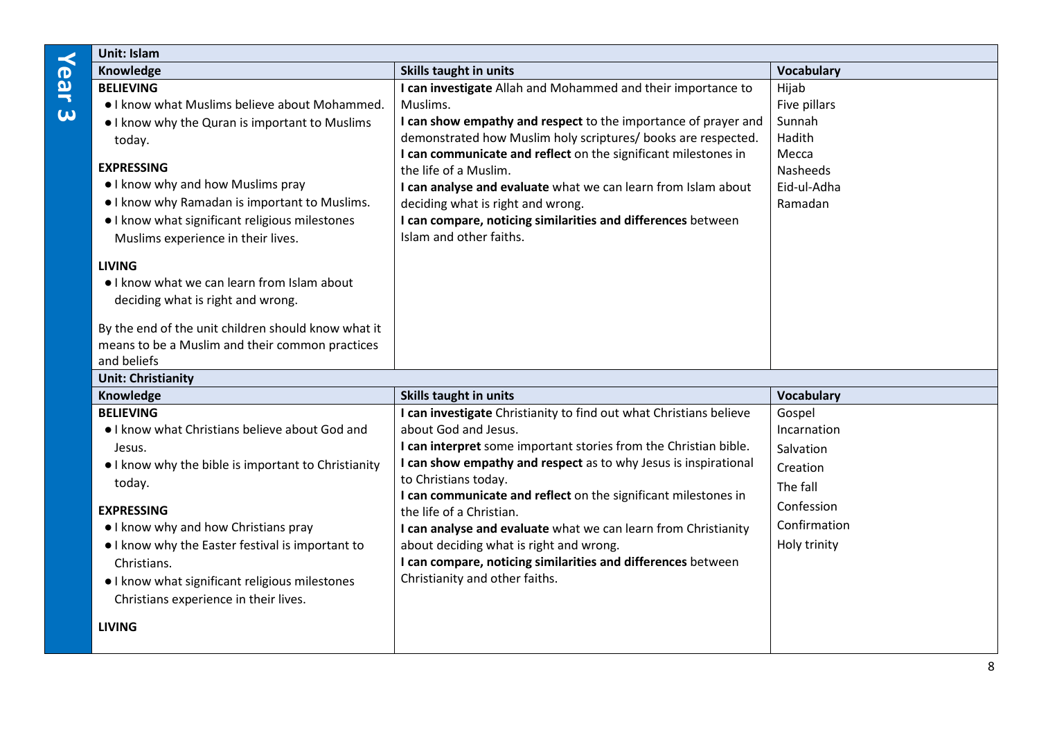## Year 3

| Unit: Islam | | |
|---|---|---|
| **Knowledge** | **Skills taught in units** | **Vocabulary** |
| **BELIEVING**<br>● I know what Muslims believe about Mohammed.<br>● I know why the Quran is important to Muslims today.<br><br>**EXPRESSING**<br>● I know why and how Muslims pray<br>● I know why Ramadan is important to Muslims.<br>● I know what significant religious milestones Muslims experience in their lives.<br><br>**LIVING**<br>● I know what we can learn from Islam about deciding what is right and wrong.<br><br>By the end of the unit children should know what it means to be a Muslim and their common practices and beliefs | **I can investigate** Allah and Mohammed and their importance to Muslims.<br>**I can show empathy and respect** to the importance of prayer and demonstrated how Muslim holy scriptures/ books are respected.<br>**I can communicate and reflect** on the significant milestones in the life of a Muslim.<br>**I can analyse and evaluate** what we can learn from Islam about deciding what is right and wrong.<br>**I can compare, noticing similarities and differences** between Islam and other faiths. | Hijab<br>Five pillars<br>Sunnah<br>Hadith<br>Mecca<br>Nasheeds<br>Eid-ul-Adha<br>Ramadan |

| Unit: Christianity | | |
|---|---|---|
| **Knowledge** | **Skills taught in units** | **Vocabulary** |
| **BELIEVING**<br>● I know what Christians believe about God and Jesus.<br>● I know why the bible is important to Christianity today.<br><br>**EXPRESSING**<br>● I know why and how Christians pray<br>● I know why the Easter festival is important to Christians.<br>● I know what significant religious milestones Christians experience in their lives.<br><br>**LIVING** | **I can investigate** Christianity to find out what Christians believe about God and Jesus.<br>**I can interpret** some important stories from the Christian bible.<br>**I can show empathy and respect** as to why Jesus is inspirational to Christians today.<br>**I can communicate and reflect** on the significant milestones in the life of a Christian.<br>**I can analyse and evaluate** what we can learn from Christianity about deciding what is right and wrong.<br>**I can compare, noticing similarities and differences** between Christianity and other faiths. | Gospel<br>Incarnation<br>Salvation<br>Creation<br>The fall<br>Confession<br>Confirmation<br>Holy trinity |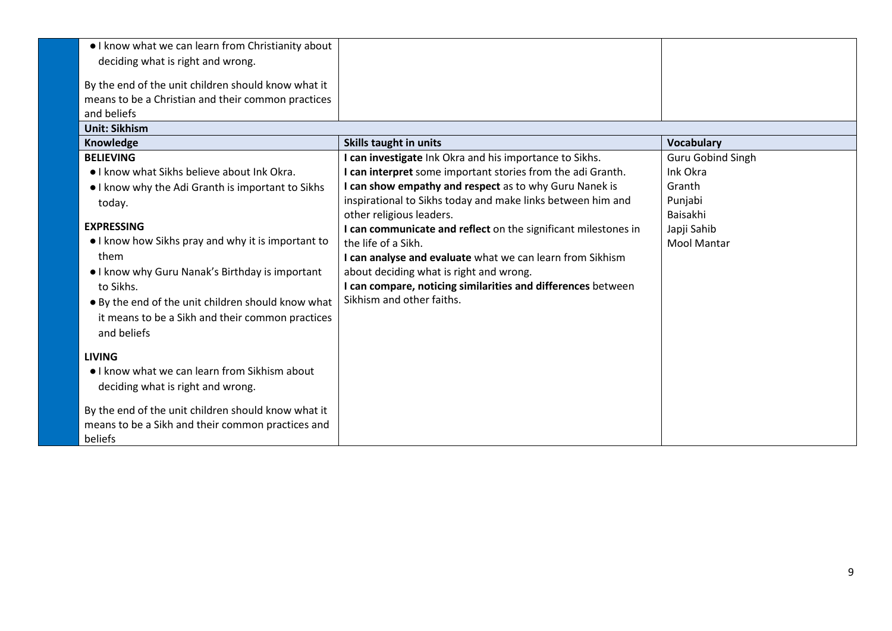| Knowledge | Skills taught in units | Vocabulary |
| --- | --- | --- |
| ● I know what we can learn from Christianity about deciding what is right and wrong.<br><br>By the end of the unit children should know what it means to be a Christian and their common practices and beliefs | | |
| **Unit: Sikhism** | | |
| **Knowledge** | **Skills taught in units** | **Vocabulary** |
| **BELIEVING**<br>● I know what Sikhs believe about Ink Okra.<br>● I know why the Adi Granth is important to Sikhs today.<br><br>**EXPRESSING**<br>● I know how Sikhs pray and why it is important to them<br>● I know why Guru Nanak's Birthday is important to Sikhs.<br>● By the end of the unit children should know what it means to be a Sikh and their common practices and beliefs<br><br>**LIVING**<br>● I know what we can learn from Sikhism about deciding what is right and wrong.<br><br>By the end of the unit children should know what it means to be a Sikh and their common practices and beliefs | **I can investigate** Ink Okra and his importance to Sikhs.<br>**I can interpret** some important stories from the adi Granth.<br>**I can show empathy and respect** as to why Guru Nanek is inspirational to Sikhs today and make links between him and other religious leaders.<br>**I can communicate and reflect** on the significant milestones in the life of a Sikh.<br>**I can analyse and evaluate** what we can learn from Sikhism about deciding what is right and wrong.<br>**I can compare, noticing similarities and differences** between Sikhism and other faiths. | Guru Gobind Singh<br>Ink Okra<br>Granth<br>Punjabi<br>Baisakhi<br>Japji Sahib<br>Mool Mantar |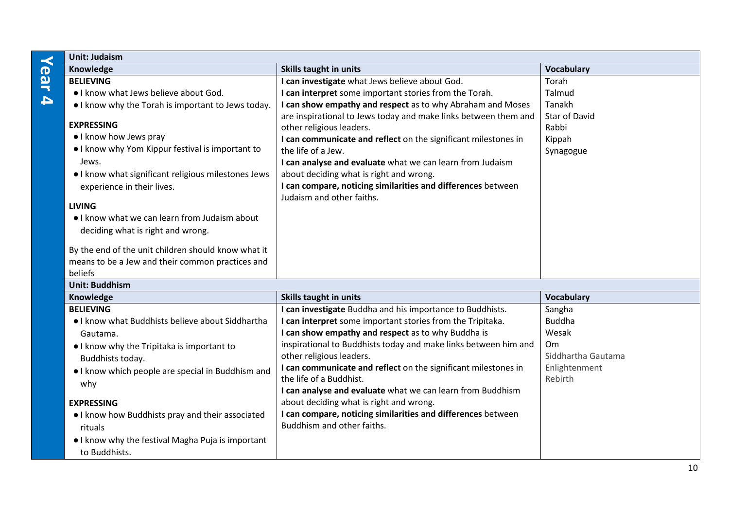## Year 4

| Unit: Judaism | | |
|---|---|---|
| **Knowledge** | **Skills taught in units** | **Vocabulary** |
| **BELIEVING**<br>• I know what Jews believe about God.<br>• I know why the Torah is important to Jews today.<br><br>**EXPRESSING**<br>• I know how Jews pray<br>• I know why Yom Kippur festival is important to Jews.<br>• I know what significant religious milestones Jews experience in their lives.<br><br>**LIVING**<br>• I know what we can learn from Judaism about deciding what is right and wrong.<br><br>By the end of the unit children should know what it means to be a Jew and their common practices and beliefs | **I can investigate** what Jews believe about God.<br>**I can interpret** some important stories from the Torah.<br>**I can show empathy and respect** as to why Abraham and Moses are inspirational to Jews today and make links between them and other religious leaders.<br>**I can communicate and reflect** on the significant milestones in the life of a Jew.<br>**I can analyse and evaluate** what we can learn from Judaism about deciding what is right and wrong.<br>**I can compare, noticing similarities and differences** between Judaism and other faiths. | Torah<br>Talmud<br>Tanakh<br>Star of David<br>Rabbi<br>Kippah<br>Synagogue |

| Unit: Buddhism | | |
|---|---|---|
| **Knowledge** | **Skills taught in units** | **Vocabulary** |
| **BELIEVING**<br>• I know what Buddhists believe about Siddhartha Gautama.<br>• I know why the Tripitaka is important to Buddhists today.<br>• I know which people are special in Buddhism and why<br><br>**EXPRESSING**<br>• I know how Buddhists pray and their associated rituals<br>• I know why the festival Magha Puja is important to Buddhists. | **I can investigate** Buddha and his importance to Buddhists.<br>**I can interpret** some important stories from the Tripitaka.<br>**I can show empathy and respect** as to why Buddha is inspirational to Buddhists today and make links between him and other religious leaders.<br>**I can communicate and reflect** on the significant milestones in the life of a Buddhist.<br>**I can analyse and evaluate** what we can learn from Buddhism about deciding what is right and wrong.<br>**I can compare, noticing similarities and differences** between Buddhism and other faiths. | Sangha<br>Buddha<br>Wesak<br>Om<br>Siddhartha Gautama<br>Enlightenment<br>Rebirth |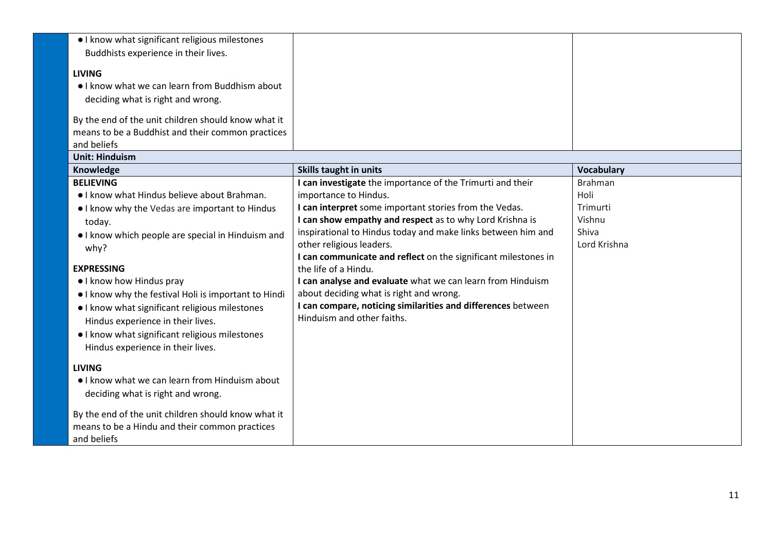| Knowledge | Skills taught in units | Vocabulary |
|---|---|---|
| • I know what significant religious milestones Buddhists experience in their lives.<br><br>**LIVING**<br>• I know what we can learn from Buddhism about deciding what is right and wrong.<br><br>By the end of the unit children should know what it means to be a Buddhist and their common practices and beliefs | | |
| **Unit: Hinduism** | | |
| **Knowledge** | **Skills taught in units** | **Vocabulary** |
| **BELIEVING**<br>• I know what Hindus believe about Brahman.<br>• I know why the Vedas are important to Hindus today.<br>• I know which people are special in Hinduism and why?<br><br>**EXPRESSING**<br>• I know how Hindus pray<br>• I know why the festival Holi is important to Hindi<br>• I know what significant religious milestones Hindus experience in their lives.<br>• I know what significant religious milestones Hindus experience in their lives.<br><br>**LIVING**<br>• I know what we can learn from Hinduism about deciding what is right and wrong.<br><br>By the end of the unit children should know what it means to be a Hindu and their common practices and beliefs | **I can investigate** the importance of the Trimurti and their importance to Hindus.<br>**I can interpret** some important stories from the Vedas.<br>**I can show empathy and respect** as to why Lord Krishna is inspirational to Hindus today and make links between him and other religious leaders.<br>**I can communicate and reflect** on the significant milestones in the life of a Hindu.<br>**I can analyse and evaluate** what we can learn from Hinduism about deciding what is right and wrong.<br>**I can compare, noticing similarities and differences** between Hinduism and other faiths. | Brahman<br>Holi<br>Trimurti<br>Vishnu<br>Shiva<br>Lord Krishna |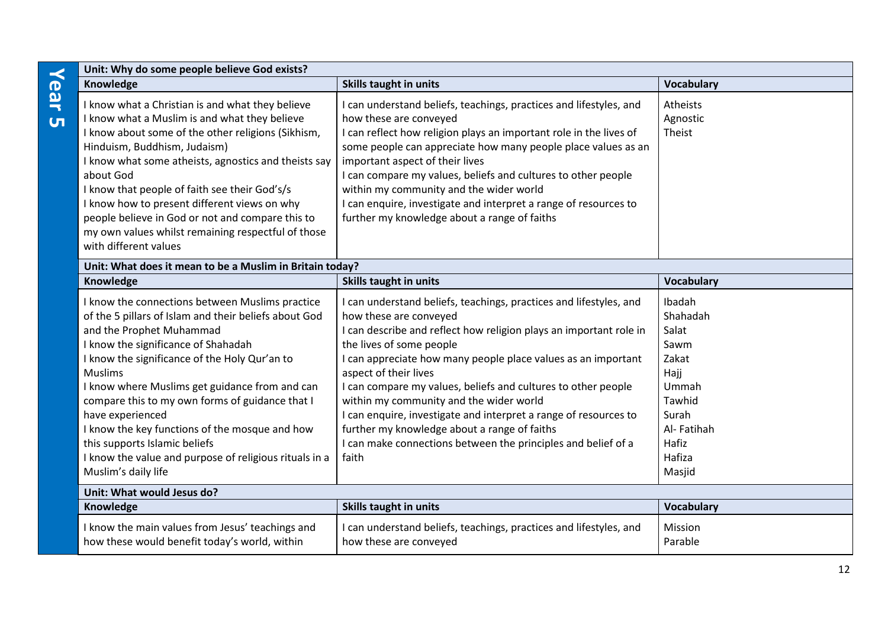## Year 5

| Unit: Why do some people believe God exists? | | |
|---|---|---|
| **Knowledge** | **Skills taught in units** | **Vocabulary** |
| I know what a Christian is and what they believe<br>I know what a Muslim is and what they believe<br>I know about some of the other religions (Sikhism, Hinduism, Buddhism, Judaism)<br>I know what some atheists, agnostics and theists say about God<br>I know that people of faith see their God's/s<br>I know how to present different views on why people believe in God or not and compare this to my own values whilst remaining respectful of those with different values | I can understand beliefs, teachings, practices and lifestyles, and how these are conveyed<br>I can reflect how religion plays an important role in the lives of some people can appreciate how many people place values as an important aspect of their lives<br>I can compare my values, beliefs and cultures to other people within my community and the wider world<br>I can enquire, investigate and interpret a range of resources to further my knowledge about a range of faiths | Atheists<br>Agnostic<br>Theist |

| Unit: What does it mean to be a Muslim in Britain today? | | |
|---|---|---|
| **Knowledge** | **Skills taught in units** | **Vocabulary** |
| I know the connections between Muslims practice of the 5 pillars of Islam and their beliefs about God and the Prophet Muhammad<br>I know the significance of Shahadah<br>I know the significance of the Holy Qur'an to Muslims<br>I know where Muslims get guidance from and can compare this to my own forms of guidance that I have experienced<br>I know the key functions of the mosque and how this supports Islamic beliefs<br>I know the value and purpose of religious rituals in a Muslim's daily life | I can understand beliefs, teachings, practices and lifestyles, and how these are conveyed<br>I can describe and reflect how religion plays an important role in the lives of some people<br>I can appreciate how many people place values as an important aspect of their lives<br>I can compare my values, beliefs and cultures to other people within my community and the wider world<br>I can enquire, investigate and interpret a range of resources to further my knowledge about a range of faiths<br>I can make connections between the principles and belief of a faith | Ibadah<br>Shahadah<br>Salat<br>Sawm<br>Zakat<br>Hajj<br>Ummah<br>Tawhid<br>Surah<br>Al- Fatihah<br>Hafiz<br>Hafiza<br>Masjid |

| Unit: What would Jesus do? | | |
|---|---|---|
| **Knowledge** | **Skills taught in units** | **Vocabulary** |
| I know the main values from Jesus' teachings and how these would benefit today's world, within | I can understand beliefs, teachings, practices and lifestyles, and how these are conveyed | Mission<br>Parable |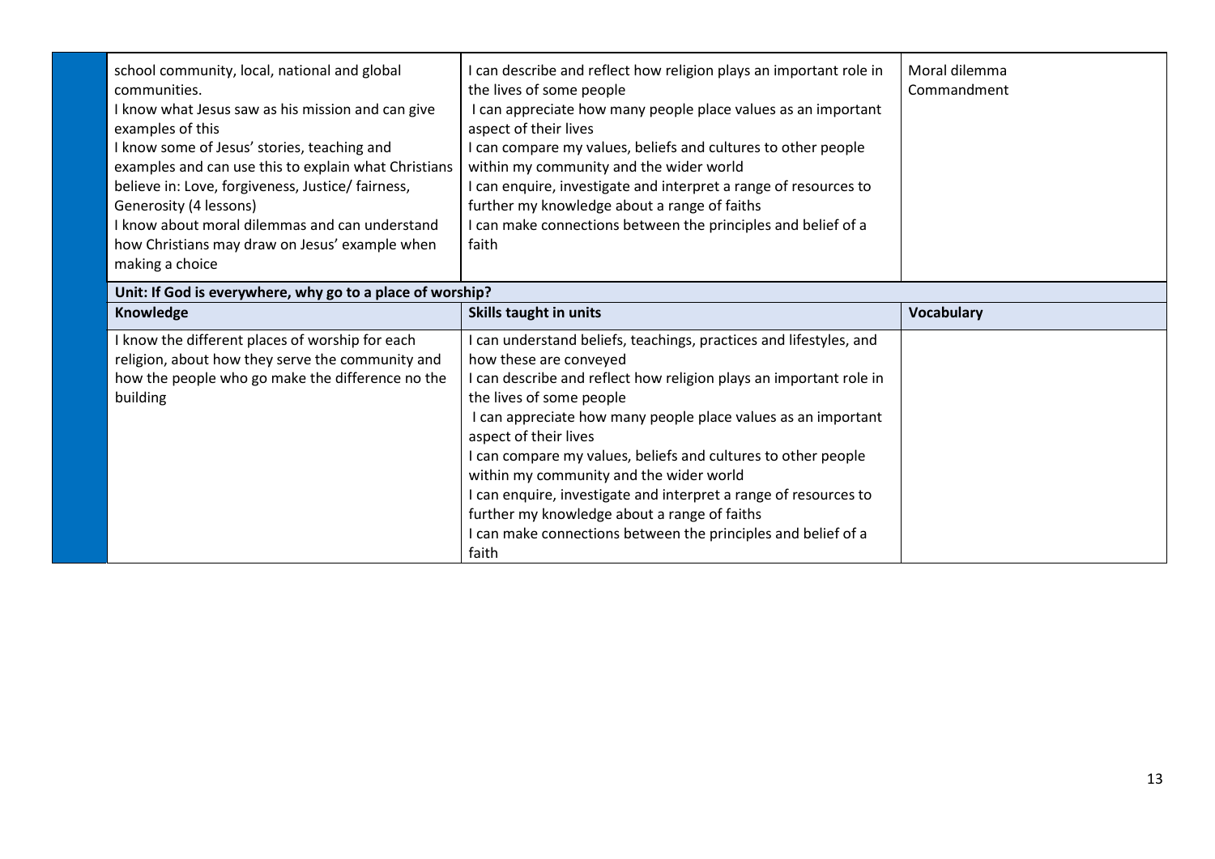| | | |
|---|---|---|
| school community, local, national and global communities.<br>I know what Jesus saw as his mission and can give examples of this<br>I know some of Jesus' stories, teaching and examples and can use this to explain what Christians believe in: Love, forgiveness, Justice/ fairness, Generosity (4 lessons)<br>I know about moral dilemmas and can understand how Christians may draw on Jesus' example when making a choice | I can describe and reflect how religion plays an important role in the lives of some people<br>I can appreciate how many people place values as an important aspect of their lives<br>I can compare my values, beliefs and cultures to other people within my community and the wider world<br>I can enquire, investigate and interpret a range of resources to further my knowledge about a range of faiths<br>I can make connections between the principles and belief of a faith | Moral dilemma<br>Commandment |

**Unit: If God is everywhere, why go to a place of worship?**

| Knowledge | Skills taught in units | Vocabulary |
|---|---|---|
| I know the different places of worship for each religion, about how they serve the community and how the people who go make the difference no the building | I can understand beliefs, teachings, practices and lifestyles, and how these are conveyed<br>I can describe and reflect how religion plays an important role in the lives of some people<br>I can appreciate how many people place values as an important aspect of their lives<br>I can compare my values, beliefs and cultures to other people within my community and the wider world<br>I can enquire, investigate and interpret a range of resources to further my knowledge about a range of faiths<br>I can make connections between the principles and belief of a faith | |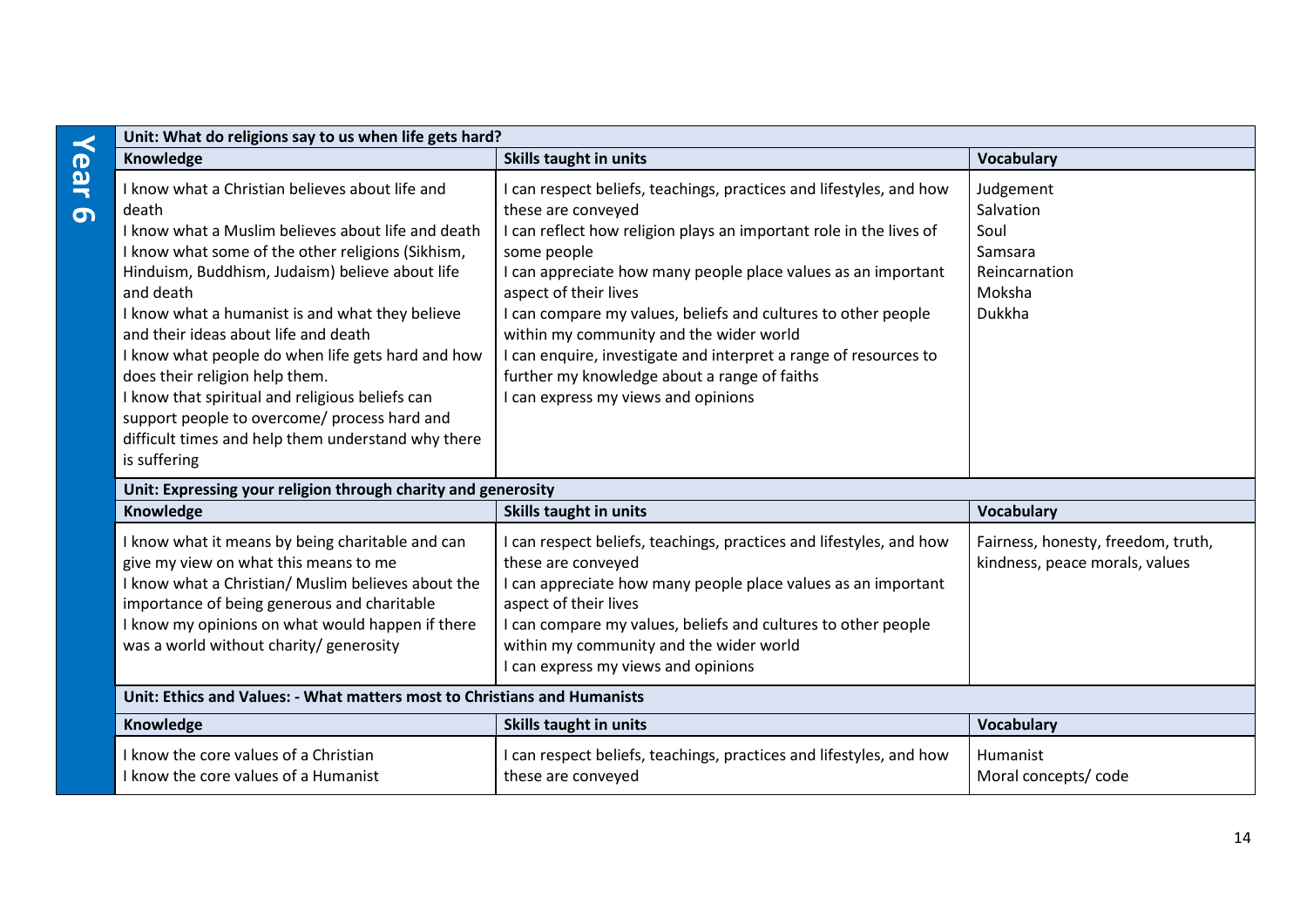## Year 6

**Unit: What do religions say to us when life gets hard?**

| Knowledge | Skills taught in units | Vocabulary |
|---|---|---|
| I know what a Christian believes about life and death<br>I know what a Muslim believes about life and death<br>I know what some of the other religions (Sikhism, Hinduism, Buddhism, Judaism) believe about life and death<br>I know what a humanist is and what they believe and their ideas about life and death<br>I know what people do when life gets hard and how does their religion help them.<br>I know that spiritual and religious beliefs can support people to overcome/ process hard and difficult times and help them understand why there is suffering | I can respect beliefs, teachings, practices and lifestyles, and how these are conveyed<br>I can reflect how religion plays an important role in the lives of some people<br>I can appreciate how many people place values as an important aspect of their lives<br>I can compare my values, beliefs and cultures to other people within my community and the wider world<br>I can enquire, investigate and interpret a range of resources to further my knowledge about a range of faiths<br>I can express my views and opinions | Judgement<br>Salvation<br>Soul<br>Samsara<br>Reincarnation<br>Moksha<br>Dukkha |

**Unit: Expressing your religion through charity and generosity**

| Knowledge | Skills taught in units | Vocabulary |
|---|---|---|
| I know what it means by being charitable and can give my view on what this means to me<br>I know what a Christian/ Muslim believes about the importance of being generous and charitable<br>I know my opinions on what would happen if there was a world without charity/ generosity | I can respect beliefs, teachings, practices and lifestyles, and how these are conveyed<br>I can appreciate how many people place values as an important aspect of their lives<br>I can compare my values, beliefs and cultures to other people within my community and the wider world<br>I can express my views and opinions | Fairness, honesty, freedom, truth, kindness, peace morals, values |

**Unit: Ethics and Values: - What matters most to Christians and Humanists**

| Knowledge | Skills taught in units | Vocabulary |
|---|---|---|
| I know the core values of a Christian<br>I know the core values of a Humanist | I can respect beliefs, teachings, practices and lifestyles, and how these are conveyed | Humanist<br>Moral concepts/ code |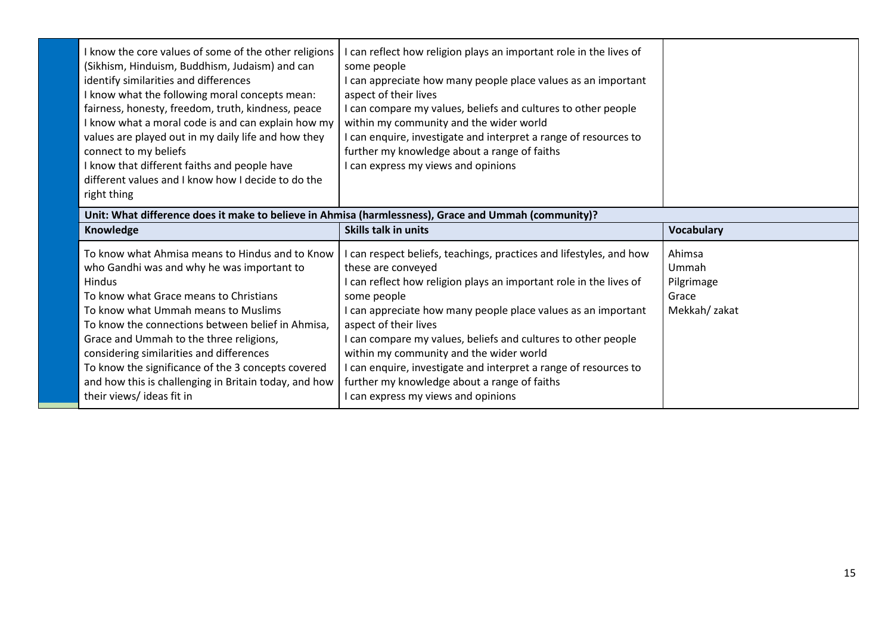| | | |
|---|---|---|
| I know the core values of some of the other religions (Sikhism, Hinduism, Buddhism, Judaism) and can identify similarities and differences<br>I know what the following moral concepts mean: fairness, honesty, freedom, truth, kindness, peace<br>I know what a moral code is and can explain how my values are played out in my daily life and how they connect to my beliefs<br>I know that different faiths and people have different values and I know how I decide to do the right thing | I can reflect how religion plays an important role in the lives of some people<br>I can appreciate how many people place values as an important aspect of their lives<br>I can compare my values, beliefs and cultures to other people within my community and the wider world<br>I can enquire, investigate and interpret a range of resources to further my knowledge about a range of faiths<br>I can express my views and opinions | |

**Unit: What difference does it make to believe in Ahmisa (harmlessness), Grace and Ummah (community)?**

| Knowledge | Skills talk in units | Vocabulary |
|---|---|---|
| To know what Ahmisa means to Hindus and to Know who Gandhi was and why he was important to Hindus<br>To know what Grace means to Christians<br>To know what Ummah means to Muslims<br>To know the connections between belief in Ahmisa, Grace and Ummah to the three religions, considering similarities and differences<br>To know the significance of the 3 concepts covered and how this is challenging in Britain today, and how their views/ ideas fit in | I can respect beliefs, teachings, practices and lifestyles, and how these are conveyed<br>I can reflect how religion plays an important role in the lives of some people<br>I can appreciate how many people place values as an important aspect of their lives<br>I can compare my values, beliefs and cultures to other people within my community and the wider world<br>I can enquire, investigate and interpret a range of resources to further my knowledge about a range of faiths<br>I can express my views and opinions | Ahimsa<br>Ummah<br>Pilgrimage<br>Grace<br>Mekkah/ zakat |